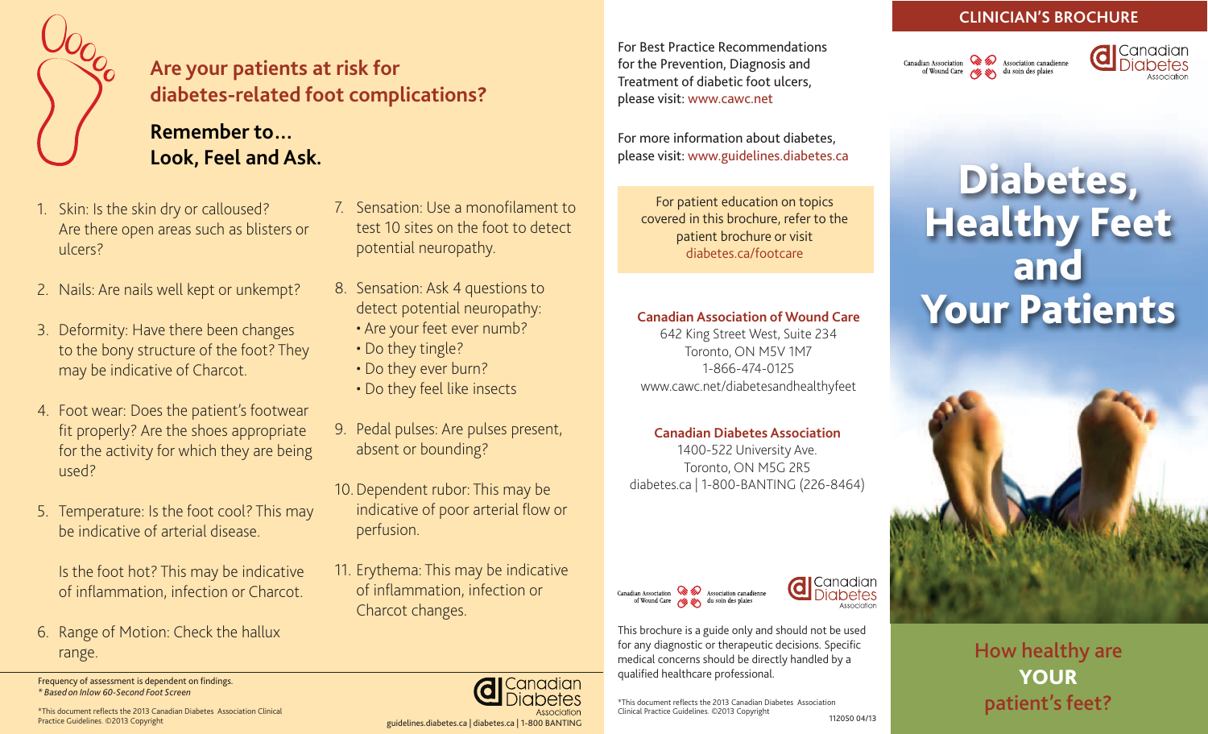## Are your patients at risk for diabetes-related foot complications?

### Remember to… Look, Feel and Ask.

1. Skin: Is the skin dry or calloused? Are there open areas such as blisters or ulcers?
2. Nails: Are nails well kept or unkempt?
3. Deformity: Have there been changes to the bony structure of the foot? They may be indicative of Charcot.
4. Foot wear: Does the patient's footwear fit properly? Are the shoes appropriate for the activity for which they are being used?
5. Temperature: Is the foot cool? This may be indicative of arterial disease.

   Is the foot hot? This may be indicative of inflammation, infection or Charcot.
6. Range of Motion: Check the hallux range.
7. Sensation: Use a monofilament to test 10 sites on the foot to detect potential neuropathy.
8. Sensation: Ask 4 questions to detect potential neuropathy:
   - Are your feet ever numb?
   - Do they tingle?
   - Do they ever burn?
   - Do they feel like insects
9. Pedal pulses: Are pulses present, absent or bounding?
10. Dependent rubor: This may be indicative of poor arterial flow or perfusion.
11. Erythema: This may be indicative of inflammation, infection or Charcot changes.

Frequency of assessment is dependent on findings.
*\* Based on Inlow 60-Second Foot Screen*

\*This document reflects the 2013 Canadian Diabetes Association Clinical Practice Guidelines. ©2013 Copyright

Canadian Diabetes Association
guidelines.diabetes.ca | diabetes.ca | 1-800 BANTING

For Best Practice Recommendations for the Prevention, Diagnosis and Treatment of diabetic foot ulcers, please visit: www.cawc.net

For more information about diabetes, please visit: www.guidelines.diabetes.ca

For patient education on topics covered in this brochure, refer to the patient brochure or visit diabetes.ca/footcare

**Canadian Association of Wound Care**
642 King Street West, Suite 234
Toronto, ON M5V 1M7
1-866-474-0125
www.cawc.net/diabetesandhealthyfeet

**Canadian Diabetes Association**
1400-522 University Ave.
Toronto, ON M5G 2R5
diabetes.ca | 1-800-BANTING (226-8464)

Canadian Association of Wound Care / Association canadienne du soin des plaies
Canadian Diabetes Association

This brochure is a guide only and should not be used for any diagnostic or therapeutic decisions. Specific medical concerns should be directly handled by a qualified healthcare professional.

\*This document reflects the 2013 Canadian Diabetes Association Clinical Practice Guidelines. ©2013 Copyright

112050 04/13

**CLINICIAN'S BROCHURE**

Canadian Association of Wound Care / Association canadienne du soin des plaies
Canadian Diabetes Association

# Diabetes, Healthy Feet and Your Patients

**How healthy are YOUR patient's feet?**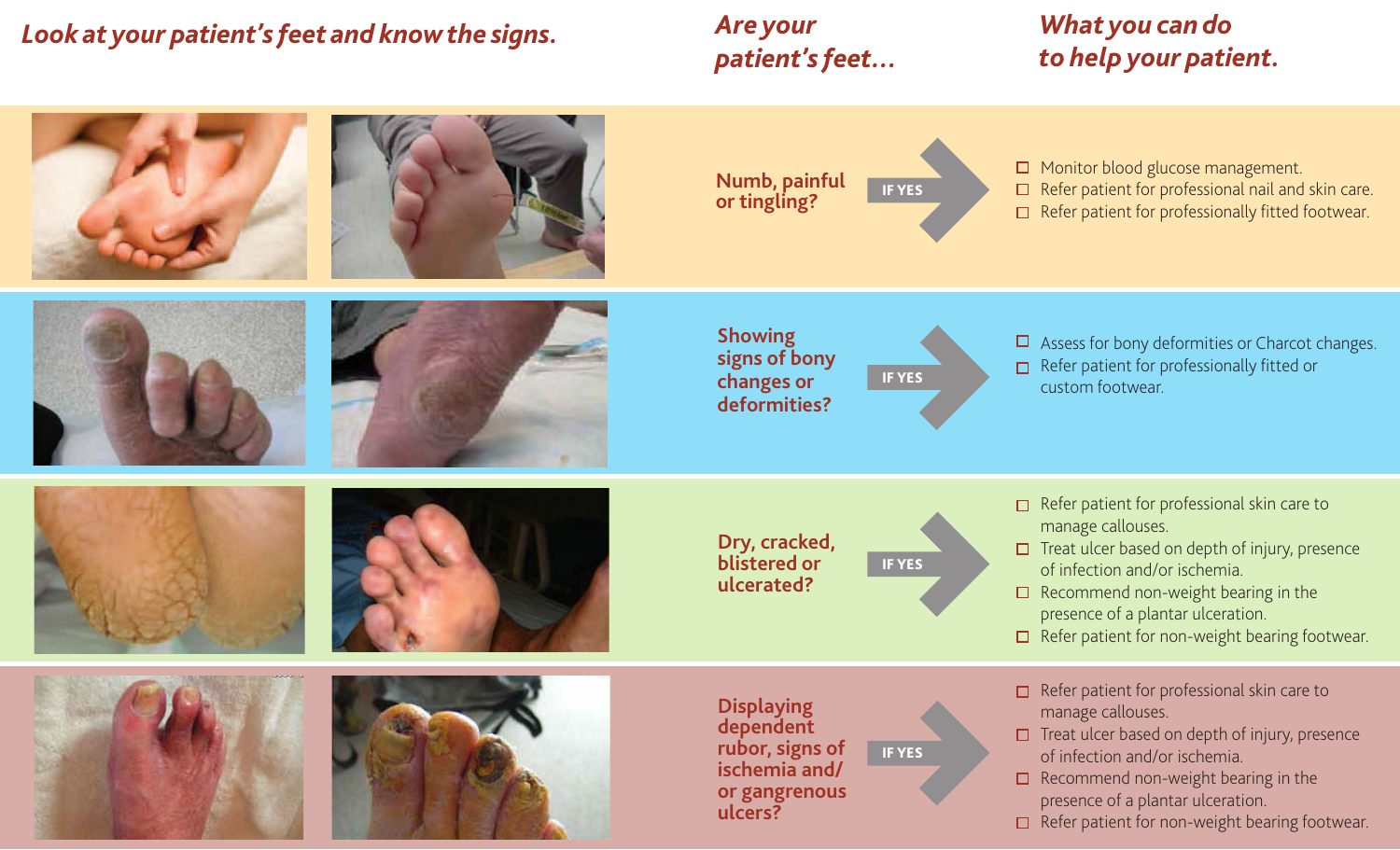## *Look at your patient's feet and know the signs.*

| *Are your patient's feet…* | | *What you can do to help your patient.* |
|---|---|---|
| **Numb, painful or tingling?** | IF YES | ☐ Monitor blood glucose management.<br>☐ Refer patient for professional nail and skin care.<br>☐ Refer patient for professionally fitted footwear. |
| **Showing signs of bony changes or deformities?** | IF YES | ☐ Assess for bony deformities or Charcot changes.<br>☐ Refer patient for professionally fitted or custom footwear. |
| **Dry, cracked, blistered or ulcerated?** | IF YES | ☐ Refer patient for professional skin care to manage callouses.<br>☐ Treat ulcer based on depth of injury, presence of infection and/or ischemia.<br>☐ Recommend non-weight bearing in the presence of a plantar ulceration.<br>☐ Refer patient for non-weight bearing footwear. |
| **Displaying dependent rubor, signs of ischemia and/or gangrenous ulcers?** | IF YES | ☐ Refer patient for professional skin care to manage callouses.<br>☐ Treat ulcer based on depth of injury, presence of infection and/or ischemia.<br>☐ Recommend non-weight bearing in the presence of a plantar ulceration.<br>☐ Refer patient for non-weight bearing footwear. |